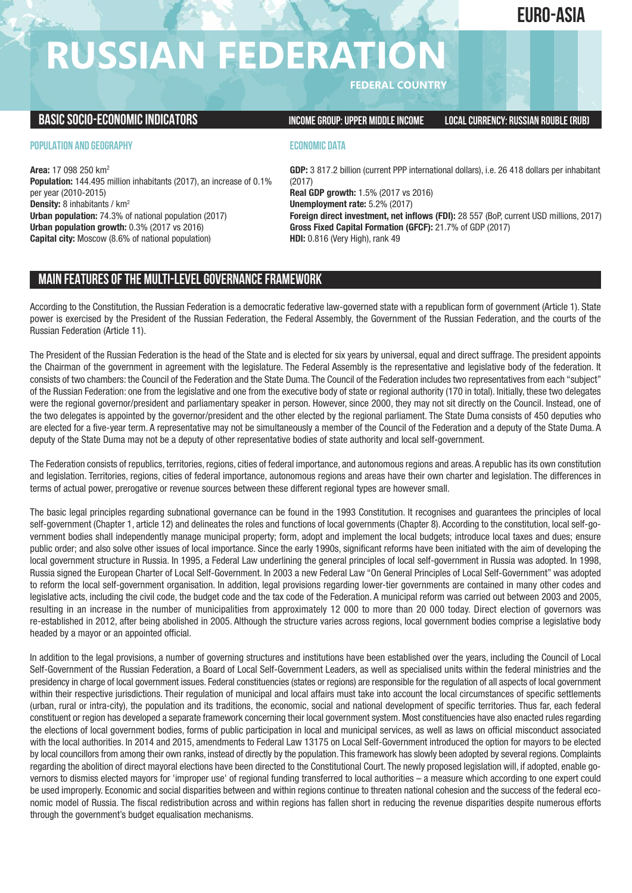EURO-ASIA

# RUSSIAN FEDERATION

FEDERAL COUNTRY

## BASIC SOCIO-ECONOMIC INDICATORS

**INCOME GROUP: UPPER MIDDLE INCOME** | **LOCAL CURRENCY: RUSSIAN ROUBLE (RUB)**

### POPULATION AND GEOGRAPHY

**Area:** 17 098 250 km²
**Population:** 144.495 million inhabitants (2017), an increase of 0.1% per year (2010-2015)
**Density:** 8 inhabitants / km²
**Urban population:** 74.3% of national population (2017)
**Urban population growth:** 0.3% (2017 vs 2016)
**Capital city:** Moscow (8.6% of national population)

### ECONOMIC DATA

**GDP:** 3 817.2 billion (current PPP international dollars), i.e. 26 418 dollars per inhabitant (2017)
**Real GDP growth:** 1.5% (2017 vs 2016)
**Unemployment rate:** 5.2% (2017)
**Foreign direct investment, net inflows (FDI):** 28 557 (BoP, current USD millions, 2017)
**Gross Fixed Capital Formation (GFCF):** 21.7% of GDP (2017)
**HDI:** 0.816 (Very High), rank 49

## MAIN FEATURES OF THE MULTI-LEVEL GOVERNANCE FRAMEWORK

According to the Constitution, the Russian Federation is a democratic federative law-governed state with a republican form of government (Article 1). State power is exercised by the President of the Russian Federation, the Federal Assembly, the Government of the Russian Federation, and the courts of the Russian Federation (Article 11).

The President of the Russian Federation is the head of the State and is elected for six years by universal, equal and direct suffrage. The president appoints the Chairman of the government in agreement with the legislature. The Federal Assembly is the representative and legislative body of the federation. It consists of two chambers: the Council of the Federation and the State Duma. The Council of the Federation includes two representatives from each "subject" of the Russian Federation: one from the legislative and one from the executive body of state or regional authority (170 in total). Initially, these two delegates were the regional governor/president and parliamentary speaker in person. However, since 2000, they may not sit directly on the Council. Instead, one of the two delegates is appointed by the governor/president and the other elected by the regional parliament. The State Duma consists of 450 deputies who are elected for a five-year term. A representative may not be simultaneously a member of the Council of the Federation and a deputy of the State Duma. A deputy of the State Duma may not be a deputy of other representative bodies of state authority and local self-government.

The Federation consists of republics, territories, regions, cities of federal importance, and autonomous regions and areas. A republic has its own constitution and legislation. Territories, regions, cities of federal importance, autonomous regions and areas have their own charter and legislation. The differences in terms of actual power, prerogative or revenue sources between these different regional types are however small.

The basic legal principles regarding subnational governance can be found in the 1993 Constitution. It recognises and guarantees the principles of local self-government (Chapter 1, article 12) and delineates the roles and functions of local governments (Chapter 8). According to the constitution, local self-government bodies shall independently manage municipal property; form, adopt and implement the local budgets; introduce local taxes and dues; ensure public order; and also solve other issues of local importance. Since the early 1990s, significant reforms have been initiated with the aim of developing the local government structure in Russia. In 1995, a Federal Law underlining the general principles of local self-government in Russia was adopted. In 1998, Russia signed the European Charter of Local Self-Government. In 2003 a new Federal Law "On General Principles of Local Self-Government" was adopted to reform the local self-government organisation. In addition, legal provisions regarding lower-tier governments are contained in many other codes and legislative acts, including the civil code, the budget code and the tax code of the Federation. A municipal reform was carried out between 2003 and 2005, resulting in an increase in the number of municipalities from approximately 12 000 to more than 20 000 today. Direct election of governors was re-established in 2012, after being abolished in 2005. Although the structure varies across regions, local government bodies comprise a legislative body headed by a mayor or an appointed official.

In addition to the legal provisions, a number of governing structures and institutions have been established over the years, including the Council of Local Self-Government of the Russian Federation, a Board of Local Self-Government Leaders, as well as specialised units within the federal ministries and the presidency in charge of local government issues. Federal constituencies (states or regions) are responsible for the regulation of all aspects of local government within their respective jurisdictions. Their regulation of municipal and local affairs must take into account the local circumstances of specific settlements (urban, rural or intra-city), the population and its traditions, the economic, social and national development of specific territories. Thus far, each federal constituent or region has developed a separate framework concerning their local government system. Most constituencies have also enacted rules regarding the elections of local government bodies, forms of public participation in local and municipal services, as well as laws on official misconduct associated with the local authorities. In 2014 and 2015, amendments to Federal Law 13175 on Local Self-Government introduced the option for mayors to be elected by local councillors from among their own ranks, instead of directly by the population. This framework has slowly been adopted by several regions. Complaints regarding the abolition of direct mayoral elections have been directed to the Constitutional Court. The newly proposed legislation will, if adopted, enable governors to dismiss elected mayors for 'improper use' of regional funding transferred to local authorities – a measure which according to one expert could be used improperly. Economic and social disparities between and within regions continue to threaten national cohesion and the success of the federal economic model of Russia. The fiscal redistribution across and within regions has fallen short in reducing the revenue disparities despite numerous efforts through the government's budget equalisation mechanisms.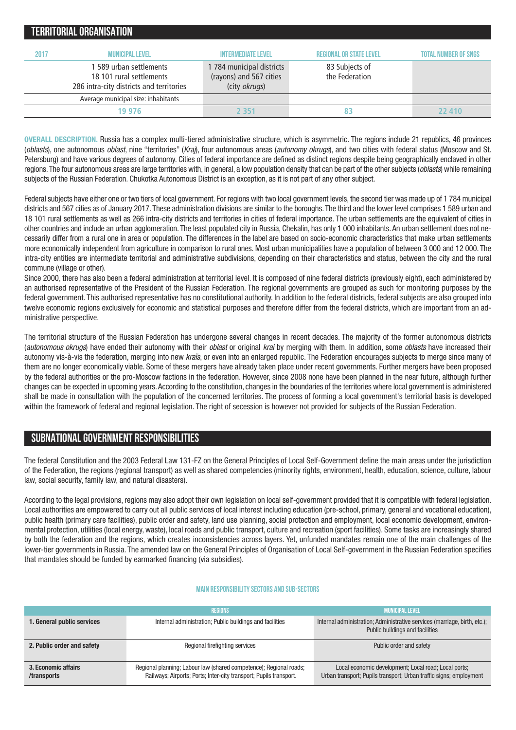## TERRITORIAL ORGANISATION

| 2017 | MUNICIPAL LEVEL | INTERMEDIATE LEVEL | REGIONAL OR STATE LEVEL | TOTAL NUMBER OF SNGS |
|---|---|---|---|---|
| | 1 589 urban settlements<br>18 101 rural settlements<br>286 intra-city districts and territories | 1 784 municipal districts (rayons) and 567 cities (city *okrugs*) | 83 Subjects of the Federation | |
| | Average municipal size: inhabitants | | | |
| | 19 976 | 2 351 | 83 | 22 410 |

**OVERALL DESCRIPTION.** Russia has a complex multi-tiered administrative structure, which is asymmetric. The regions include 21 republics, 46 provinces (*oblasts*), one autonomous *oblast*, nine "territories" (*Kraj*), four autonomous areas (*autonomy okrugs*), and two cities with federal status (Moscow and St. Petersburg) and have various degrees of autonomy. Cities of federal importance are defined as distinct regions despite being geographically enclaved in other regions. The four autonomous areas are large territories with, in general, a low population density that can be part of the other subjects (*oblasts*) while remaining subjects of the Russian Federation. Chukotka Autonomous District is an exception, as it is not part of any other subject.

Federal subjects have either one or two tiers of local government. For regions with two local government levels, the second tier was made up of 1 784 municipal districts and 567 cities as of January 2017. These administration divisions are similar to the boroughs. The third and the lower level comprises 1 589 urban and 18 101 rural settlements as well as 266 intra-city districts and territories in cities of federal importance. The urban settlements are the equivalent of cities in other countries and include an urban agglomeration. The least populated city in Russia, Chekalin, has only 1 000 inhabitants. An urban settlement does not necessarily differ from a rural one in area or population. The differences in the label are based on socio-economic characteristics that make urban settlements more economically independent from agriculture in comparison to rural ones. Most urban municipalities have a population of between 3 000 and 12 000. The intra-city entities are intermediate territorial and administrative subdivisions, depending on their characteristics and status, between the city and the rural commune (village or other).

Since 2000, there has also been a federal administration at territorial level. It is composed of nine federal districts (previously eight), each administered by an authorised representative of the President of the Russian Federation. The regional governments are grouped as such for monitoring purposes by the federal government. This authorised representative has no constitutional authority. In addition to the federal districts, federal subjects are also grouped into twelve economic regions exclusively for economic and statistical purposes and therefore differ from the federal districts, which are important from an administrative perspective.

The territorial structure of the Russian Federation has undergone several changes in recent decades. The majority of the former autonomous districts (*autonomous okrugs*) have ended their autonomy with their *oblast* or original *krai* by merging with them. In addition, some *oblasts* have increased their autonomy vis-à-vis the federation, merging into new *krais*, or even into an enlarged republic. The Federation encourages subjects to merge since many of them are no longer economically viable. Some of these mergers have already taken place under recent governments. Further mergers have been proposed by the federal authorities or the pro-Moscow factions in the federation. However, since 2008 none have been planned in the near future, although further changes can be expected in upcoming years. According to the constitution, changes in the boundaries of the territories where local government is administered shall be made in consultation with the population of the concerned territories. The process of forming a local government's territorial basis is developed within the framework of federal and regional legislation. The right of secession is however not provided for subjects of the Russian Federation.

## SUBNATIONAL GOVERNMENT RESPONSIBILITIES

The federal Constitution and the 2003 Federal Law 131-FZ on the General Principles of Local Self-Government define the main areas under the jurisdiction of the Federation, the regions (regional transport) as well as shared competencies (minority rights, environment, health, education, science, culture, labour law, social security, family law, and natural disasters).

According to the legal provisions, regions may also adopt their own legislation on local self-government provided that it is compatible with federal legislation. Local authorities are empowered to carry out all public services of local interest including education (pre-school, primary, general and vocational education), public health (primary care facilities), public order and safety, land use planning, social protection and employment, local economic development, environmental protection, utilities (local energy, waste), local roads and public transport, culture and recreation (sport facilities). Some tasks are increasingly shared by both the federation and the regions, which creates inconsistencies across layers. Yet, unfunded mandates remain one of the main challenges of the lower-tier governments in Russia. The amended law on the General Principles of Organisation of Local Self-government in the Russian Federation specifies that mandates should be funded by earmarked financing (via subsidies).

#### MAIN RESPONSIBILITY SECTORS AND SUB-SECTORS

| | REGIONS | MUNICIPAL LEVEL |
|---|---|---|
| **1. General public services** | Internal administration; Public buildings and facilities | Internal administration; Administrative services (marriage, birth, etc.); Public buildings and facilities |
| **2. Public order and safety** | Regional firefighting services | Public order and safety |
| **3. Economic affairs /transports** | Regional planning; Labour law (shared competence); Regional roads; Railways; Airports; Ports; Inter-city transport; Pupils transport. | Local economic development; Local road; Local ports; Urban transport; Pupils transport; Urban traffic signs; employment |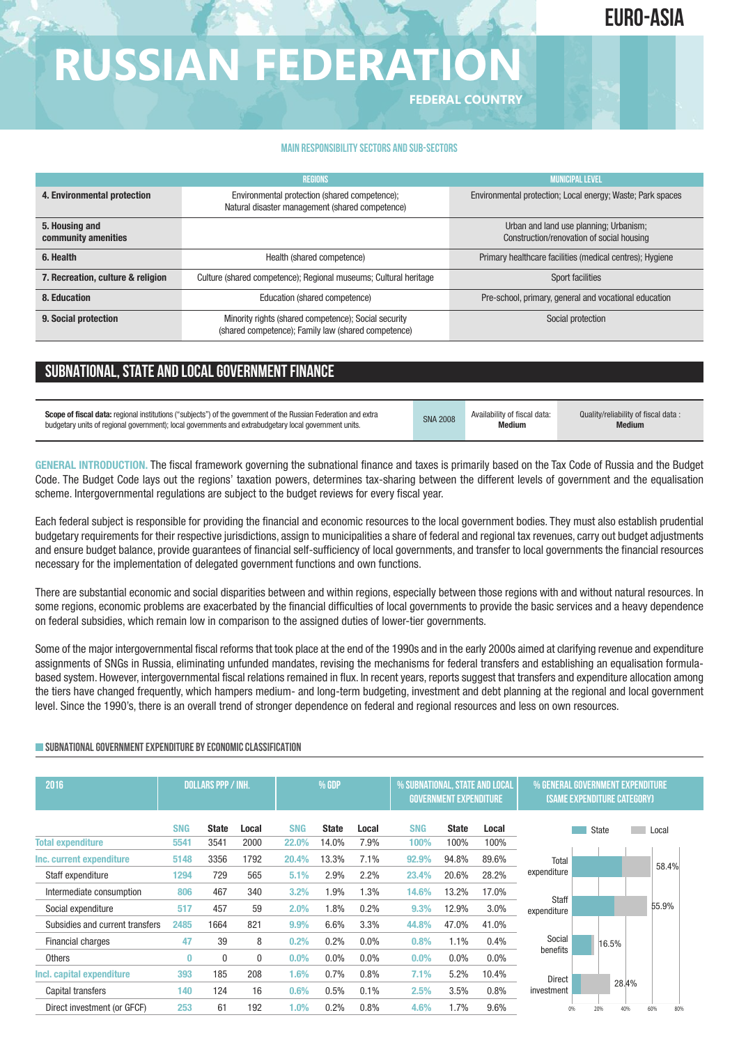# RUSSIAN FEDERATION

EURO-ASIA

FEDERAL COUNTRY

#### MAIN RESPONSIBILITY SECTORS AND SUB-SECTORS

| | REGIONS | MUNICIPAL LEVEL |
|---|---|---|
| **4. Environmental protection** | Environmental protection (shared competence); Natural disaster management (shared competence) | Environmental protection; Local energy; Waste; Park spaces |
| **5. Housing and community amenities** | | Urban and land use planning; Urbanism; Construction/renovation of social housing |
| **6. Health** | Health (shared competence) | Primary healthcare facilities (medical centres); Hygiene |
| **7. Recreation, culture & religion** | Culture (shared competence); Regional museums; Cultural heritage | Sport facilities |
| **8. Education** | Education (shared competence) | Pre-school, primary, general and vocational education |
| **9. Social protection** | Minority rights (shared competence); Social security (shared competence); Family law (shared competence) | Social protection |

## SUBNATIONAL, STATE AND LOCAL GOVERNMENT FINANCE

| **Scope of fiscal data:** regional institutions ("subjects") of the government of the Russian Federation and extra budgetary units of regional government); local governments and extrabudgetary local government units. | SNA 2008 | Availability of fiscal data: **Medium** | Quality/reliability of fiscal data : **Medium** |
|---|---|---|---|

**GENERAL INTRODUCTION.** The fiscal framework governing the subnational finance and taxes is primarily based on the Tax Code of Russia and the Budget Code. The Budget Code lays out the regions' taxation powers, determines tax-sharing between the different levels of government and the equalisation scheme. Intergovernmental regulations are subject to the budget reviews for every fiscal year.

Each federal subject is responsible for providing the financial and economic resources to the local government bodies. They must also establish prudential budgetary requirements for their respective jurisdictions, assign to municipalities a share of federal and regional tax revenues, carry out budget adjustments and ensure budget balance, provide guarantees of financial self-sufficiency of local governments, and transfer to local governments the financial resources necessary for the implementation of delegated government functions and own functions.

There are substantial economic and social disparities between and within regions, especially between those regions with and without natural resources. In some regions, economic problems are exacerbated by the financial difficulties of local governments to provide the basic services and a heavy dependence on federal subsidies, which remain low in comparison to the assigned duties of lower-tier governments.

Some of the major intergovernmental fiscal reforms that took place at the end of the 1990s and in the early 2000s aimed at clarifying revenue and expenditure assignments of SNGs in Russia, eliminating unfunded mandates, revising the mechanisms for federal transfers and establishing an equalisation formula-based system. However, intergovernmental fiscal relations remained in flux. In recent years, reports suggest that transfers and expenditure allocation among the tiers have changed frequently, which hampers medium- and long-term budgeting, investment and debt planning at the regional and local government level. Since the 1990's, there is an overall trend of stronger dependence on federal and regional resources and less on own resources.

#### SUBNATIONAL GOVERNMENT EXPENDITURE BY ECONOMIC CLASSIFICATION

| 2016 | DOLLARS PPP / INH. | | | % GDP | | | % SUBNATIONAL, STATE AND LOCAL GOVERNMENT EXPENDITURE | | |
|---|---|---|---|---|---|---|---|---|---|
| | SNG | State | Local | SNG | State | Local | SNG | State | Local |
| **Total expenditure** | 5541 | 3541 | 2000 | 22.0% | 14.0% | 7.9% | 100% | 100% | 100% |
| **Inc. current expenditure** | 5148 | 3356 | 1792 | 20.4% | 13.3% | 7.1% | 92.9% | 94.8% | 89.6% |
| Staff expenditure | 1294 | 729 | 565 | 5.1% | 2.9% | 2.2% | 23.4% | 20.6% | 28.2% |
| Intermediate consumption | 806 | 467 | 340 | 3.2% | 1.9% | 1.3% | 14.6% | 13.2% | 17.0% |
| Social expenditure | 517 | 457 | 59 | 2.0% | 1.8% | 0.2% | 9.3% | 12.9% | 3.0% |
| Subsidies and current transfers | 2485 | 1664 | 821 | 9.9% | 6.6% | 3.3% | 44.8% | 47.0% | 41.0% |
| Financial charges | 47 | 39 | 8 | 0.2% | 0.2% | 0.0% | 0.8% | 1.1% | 0.4% |
| Others | 0 | 0 | 0 | 0.0% | 0.0% | 0.0% | 0.0% | 0.0% | 0.0% |
| **Incl. capital expenditure** | 393 | 185 | 208 | 1.6% | 0.7% | 0.8% | 7.1% | 5.2% | 10.4% |
| Capital transfers | 140 | 124 | 16 | 0.6% | 0.5% | 0.1% | 2.5% | 3.5% | 0.8% |
| Direct investment (or GFCF) | 253 | 61 | 192 | 1.0% | 0.2% | 0.8% | 4.6% | 1.7% | 9.6% |

% GENERAL GOVERNMENT EXPENDITURE (SAME EXPENDITURE CATEGORY)

| Category | Total (State + Local) |
|---|---|
| Total expenditure | 58.4% |
| Staff expenditure | 55.9% |
| Social benefits | 16.5% |
| Direct investment | 28.4% |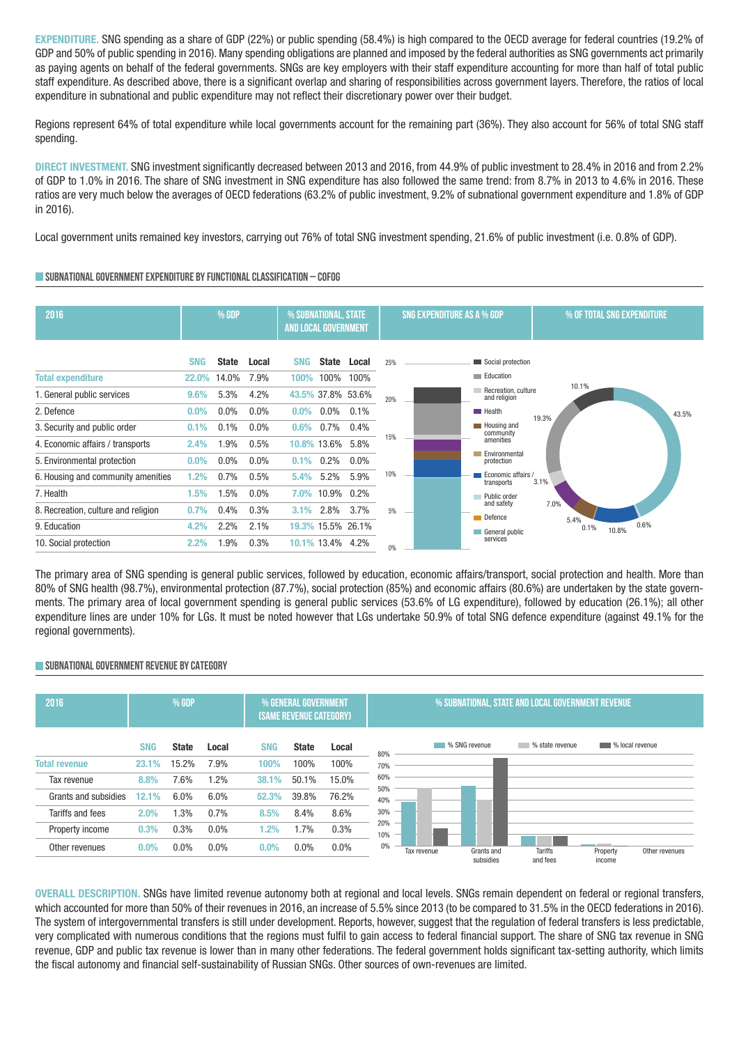**EXPENDITURE.** SNG spending as a share of GDP (22%) or public spending (58.4%) is high compared to the OECD average for federal countries (19.2% of GDP and 50% of public spending in 2016). Many spending obligations are planned and imposed by the federal authorities as SNG governments act primarily as paying agents on behalf of the federal governments. SNGs are key employers with their staff expenditure accounting for more than half of total public staff expenditure. As described above, there is a significant overlap and sharing of responsibilities across government layers. Therefore, the ratios of local expenditure in subnational and public expenditure may not reflect their discretionary power over their budget.

Regions represent 64% of total expenditure while local governments account for the remaining part (36%). They also account for 56% of total SNG staff spending.

**DIRECT INVESTMENT.** SNG investment significantly decreased between 2013 and 2016, from 44.9% of public investment to 28.4% in 2016 and from 2.2% of GDP to 1.0% in 2016. The share of SNG investment in SNG expenditure has also followed the same trend: from 8.7% in 2013 to 4.6% in 2016. These ratios are very much below the averages of OECD federations (63.2% of public investment, 9.2% of subnational government expenditure and 1.8% of GDP in 2016).

Local government units remained key investors, carrying out 76% of total SNG investment spending, 21.6% of public investment (i.e. 0.8% of GDP).

## SUBNATIONAL GOVERNMENT EXPENDITURE BY FUNCTIONAL CLASSIFICATION – COFOG

| 2016 | % GDP | | | % SUBNATIONAL, STATE AND LOCAL GOVERNMENT | | |
|---|---|---|---|---|---|---|
| | SNG | State | Local | SNG | State | Local |
| Total expenditure | 22.0% | 14.0% | 7.9% | 100% | 100% | 100% |
| 1. General public services | 9.6% | 5.3% | 4.2% | 43.5% | 37.8% | 53.6% |
| 2. Defence | 0.0% | 0.0% | 0.0% | 0.0% | 0.0% | 0.1% |
| 3. Security and public order | 0.1% | 0.1% | 0.0% | 0.6% | 0.7% | 0.4% |
| 4. Economic affairs / transports | 2.4% | 1.9% | 0.5% | 10.8% | 13.6% | 5.8% |
| 5. Environmental protection | 0.0% | 0.0% | 0.0% | 0.1% | 0.2% | 0.0% |
| 6. Housing and community amenities | 1.2% | 0.7% | 0.5% | 5.4% | 5.2% | 5.9% |
| 7. Health | 1.5% | 1.5% | 0.0% | 7.0% | 10.9% | 0.2% |
| 8. Recreation, culture and religion | 0.7% | 0.4% | 0.3% | 3.1% | 2.8% | 3.7% |
| 9. Education | 4.2% | 2.2% | 2.1% | 19.3% | 15.5% | 26.1% |
| 10. Social protection | 2.2% | 1.9% | 0.3% | 10.1% | 13.4% | 4.2% |

SNG EXPENDITURE AS A % GDP

% OF TOTAL SNG EXPENDITURE

Social protection; Education; Recreation, culture and religion; Health; Housing and community amenities; Environmental protection; Economic affairs / transports; Public order and safety; Defence; General public services

The primary area of SNG spending is general public services, followed by education, economic affairs/transport, social protection and health. More than 80% of SNG health (98.7%), environmental protection (87.7%), social protection (85%) and economic affairs (80.6%) are undertaken by the state governments. The primary area of local government spending is general public services (53.6% of LG expenditure), followed by education (26.1%); all other expenditure lines are under 10% for LGs. It must be noted however that LGs undertake 50.9% of total SNG defence expenditure (against 49.1% for the regional governments).

## SUBNATIONAL GOVERNMENT REVENUE BY CATEGORY

| 2016 | % GDP | | | % GENERAL GOVERNMENT (SAME REVENUE CATEGORY) | | |
|---|---|---|---|---|---|---|
| | SNG | State | Local | SNG | State | Local |
| Total revenue | 23.1% | 15.2% | 7.9% | 100% | 100% | 100% |
| Tax revenue | 8.8% | 7.6% | 1.2% | 38.1% | 50.1% | 15.0% |
| Grants and subsidies | 12.1% | 6.0% | 6.0% | 52.3% | 39.8% | 76.2% |
| Tariffs and fees | 2.0% | 1.3% | 0.7% | 8.5% | 8.4% | 8.6% |
| Property income | 0.3% | 0.3% | 0.0% | 1.2% | 1.7% | 0.3% |
| Other revenues | 0.0% | 0.0% | 0.0% | 0.0% | 0.0% | 0.0% |

% SUBNATIONAL, STATE AND LOCAL GOVERNMENT REVENUE

% SNG revenue; % state revenue; % local revenue

**OVERALL DESCRIPTION.** SNGs have limited revenue autonomy both at regional and local levels. SNGs remain dependent on federal or regional transfers, which accounted for more than 50% of their revenues in 2016, an increase of 5.5% since 2013 (to be compared to 31.5% in the OECD federations in 2016). The system of intergovernmental transfers is still under development. Reports, however, suggest that the regulation of federal transfers is less predictable, very complicated with numerous conditions that the regions must fulfil to gain access to federal financial support. The share of SNG tax revenue in SNG revenue, GDP and public tax revenue is lower than in many other federations. The federal government holds significant tax-setting authority, which limits the fiscal autonomy and financial self-sustainability of Russian SNGs. Other sources of own-revenues are limited.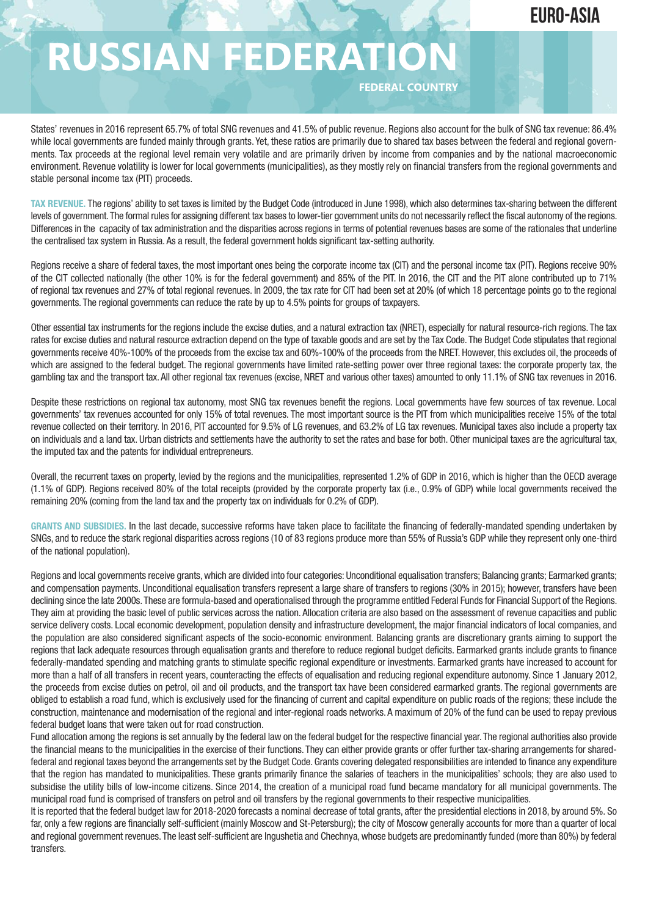# RUSSIAN FEDERATION

FEDERAL COUNTRY

States' revenues in 2016 represent 65.7% of total SNG revenues and 41.5% of public revenue. Regions also account for the bulk of SNG tax revenue: 86.4% while local governments are funded mainly through grants. Yet, these ratios are primarily due to shared tax bases between the federal and regional governments. Tax proceeds at the regional level remain very volatile and are primarily driven by income from companies and by the national macroeconomic environment. Revenue volatility is lower for local governments (municipalities), as they mostly rely on financial transfers from the regional governments and stable personal income tax (PIT) proceeds.

**TAX REVENUE.** The regions' ability to set taxes is limited by the Budget Code (introduced in June 1998), which also determines tax-sharing between the different levels of government. The formal rules for assigning different tax bases to lower-tier government units do not necessarily reflect the fiscal autonomy of the regions. Differences in the capacity of tax administration and the disparities across regions in terms of potential revenues bases are some of the rationales that underline the centralised tax system in Russia. As a result, the federal government holds significant tax-setting authority.

Regions receive a share of federal taxes, the most important ones being the corporate income tax (CIT) and the personal income tax (PIT). Regions receive 90% of the CIT collected nationally (the other 10% is for the federal government) and 85% of the PIT. In 2016, the CIT and the PIT alone contributed up to 71% of regional tax revenues and 27% of total regional revenues. In 2009, the tax rate for CIT had been set at 20% (of which 18 percentage points go to the regional governments. The regional governments can reduce the rate by up to 4.5% points for groups of taxpayers.

Other essential tax instruments for the regions include the excise duties, and a natural extraction tax (NRET), especially for natural resource-rich regions. The tax rates for excise duties and natural resource extraction depend on the type of taxable goods and are set by the Tax Code. The Budget Code stipulates that regional governments receive 40%-100% of the proceeds from the excise tax and 60%-100% of the proceeds from the NRET. However, this excludes oil, the proceeds of which are assigned to the federal budget. The regional governments have limited rate-setting power over three regional taxes: the corporate property tax, the gambling tax and the transport tax. All other regional tax revenues (excise, NRET and various other taxes) amounted to only 11.1% of SNG tax revenues in 2016.

Despite these restrictions on regional tax autonomy, most SNG tax revenues benefit the regions. Local governments have few sources of tax revenue. Local governments' tax revenues accounted for only 15% of total revenues. The most important source is the PIT from which municipalities receive 15% of the total revenue collected on their territory. In 2016, PIT accounted for 9.5% of LG revenues, and 63.2% of LG tax revenues. Municipal taxes also include a property tax on individuals and a land tax. Urban districts and settlements have the authority to set the rates and base for both. Other municipal taxes are the agricultural tax, the imputed tax and the patents for individual entrepreneurs.

Overall, the recurrent taxes on property, levied by the regions and the municipalities, represented 1.2% of GDP in 2016, which is higher than the OECD average (1.1% of GDP). Regions received 80% of the total receipts (provided by the corporate property tax (i.e., 0.9% of GDP) while local governments received the remaining 20% (coming from the land tax and the property tax on individuals for 0.2% of GDP).

**GRANTS AND SUBSIDIES.** In the last decade, successive reforms have taken place to facilitate the financing of federally-mandated spending undertaken by SNGs, and to reduce the stark regional disparities across regions (10 of 83 regions produce more than 55% of Russia's GDP while they represent only one-third of the national population).

Regions and local governments receive grants, which are divided into four categories: Unconditional equalisation transfers; Balancing grants; Earmarked grants; and compensation payments. Unconditional equalisation transfers represent a large share of transfers to regions (30% in 2015); however, transfers have been declining since the late 2000s. These are formula-based and operationalised through the programme entitled Federal Funds for Financial Support of the Regions. They aim at providing the basic level of public services across the nation. Allocation criteria are also based on the assessment of revenue capacities and public service delivery costs. Local economic development, population density and infrastructure development, the major financial indicators of local companies, and the population are also considered significant aspects of the socio-economic environment. Balancing grants are discretionary grants aiming to support the regions that lack adequate resources through equalisation grants and therefore to reduce regional budget deficits. Earmarked grants include grants to finance federally-mandated spending and matching grants to stimulate specific regional expenditure or investments. Earmarked grants have increased to account for more than a half of all transfers in recent years, counteracting the effects of equalisation and reducing regional expenditure autonomy. Since 1 January 2012, the proceeds from excise duties on petrol, oil and oil products, and the transport tax have been considered earmarked grants. The regional governments are obliged to establish a road fund, which is exclusively used for the financing of current and capital expenditure on public roads of the regions; these include the construction, maintenance and modernisation of the regional and inter-regional roads networks. A maximum of 20% of the fund can be used to repay previous federal budget loans that were taken out for road construction.

Fund allocation among the regions is set annually by the federal law on the federal budget for the respective financial year. The regional authorities also provide the financial means to the municipalities in the exercise of their functions. They can either provide grants or offer further tax-sharing arrangements for shared-federal and regional taxes beyond the arrangements set by the Budget Code. Grants covering delegated responsibilities are intended to finance any expenditure that the region has mandated to municipalities. These grants primarily finance the salaries of teachers in the municipalities' schools; they are also used to subsidise the utility bills of low-income citizens. Since 2014, the creation of a municipal road fund became mandatory for all municipal governments. The municipal road fund is comprised of transfers on petrol and oil transfers by the regional governments to their respective municipalities.

It is reported that the federal budget law for 2018-2020 forecasts a nominal decrease of total grants, after the presidential elections in 2018, by around 5%. So far, only a few regions are financially self-sufficient (mainly Moscow and St-Petersburg); the city of Moscow generally accounts for more than a quarter of local and regional government revenues. The least self-sufficient are Ingushetia and Chechnya, whose budgets are predominantly funded (more than 80%) by federal transfers.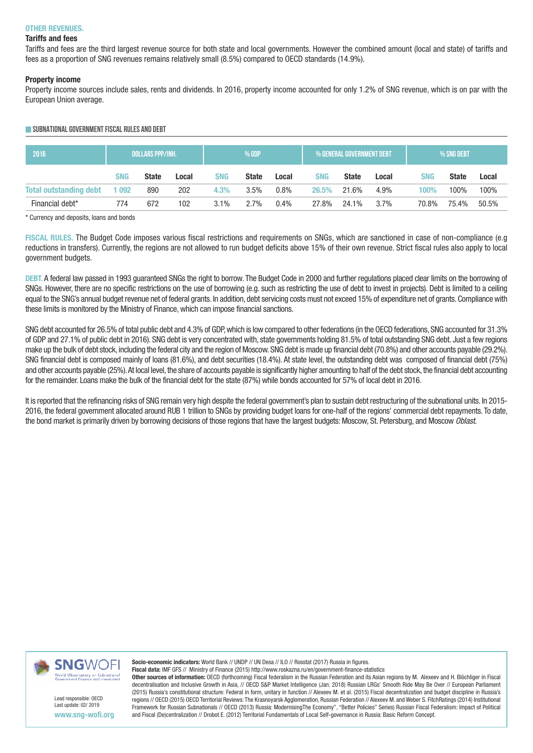**OTHER REVENUES.**

**Tariffs and fees**

Tariffs and fees are the third largest revenue source for both state and local governments. However the combined amount (local and state) of tariffs and fees as a proportion of SNG revenues remains relatively small (8.5%) compared to OECD standards (14.9%).

**Property income**

Property income sources include sales, rents and dividends. In 2016, property income accounted for only 1.2% of SNG revenue, which is on par with the European Union average.

## SUBNATIONAL GOVERNMENT FISCAL RULES AND DEBT

| 2016 | DOLLARS PPP/INH. | | | % GDP | | | % GENERAL GOVERNMENT DEBT | | | % SNG DEBT | | |
|---|---|---|---|---|---|---|---|---|---|---|---|---|
| | SNG | State | Local | SNG | State | Local | SNG | State | Local | SNG | State | Local |
| Total outstanding debt | 1 092 | 890 | 202 | 4.3% | 3.5% | 0.8% | 26.5% | 21.6% | 4.9% | 100% | 100% | 100% |
| Financial debt* | 774 | 672 | 102 | 3.1% | 2.7% | 0.4% | 27.8% | 24.1% | 3.7% | 70.8% | 75.4% | 50.5% |

\* Currency and deposits, loans and bonds

**FISCAL RULES.** The Budget Code imposes various fiscal restrictions and requirements on SNGs, which are sanctioned in case of non-compliance (e.g reductions in transfers). Currently, the regions are not allowed to run budget deficits above 15% of their own revenue. Strict fiscal rules also apply to local government budgets.

**DEBT.** A federal law passed in 1993 guaranteed SNGs the right to borrow. The Budget Code in 2000 and further regulations placed clear limits on the borrowing of SNGs. However, there are no specific restrictions on the use of borrowing (e.g. such as restricting the use of debt to invest in projects). Debt is limited to a ceiling equal to the SNG's annual budget revenue net of federal grants. In addition, debt servicing costs must not exceed 15% of expenditure net of grants. Compliance with these limits is monitored by the Ministry of Finance, which can impose financial sanctions.

SNG debt accounted for 26.5% of total public debt and 4.3% of GDP, which is low compared to other federations (in the OECD federations, SNG accounted for 31.3% of GDP and 27.1% of public debt in 2016). SNG debt is very concentrated with, state governments holding 81.5% of total outstanding SNG debt. Just a few regions make up the bulk of debt stock, including the federal city and the region of Moscow. SNG debt is made up financial debt (70.8%) and other accounts payable (29.2%). SNG financial debt is composed mainly of loans (81.6%), and debt securities (18.4%). At state level, the outstanding debt was composed of financial debt (75%) and other accounts payable (25%). At local level, the share of accounts payable is significantly higher amounting to half of the debt stock, the financial debt accounting for the remainder. Loans make the bulk of the financial debt for the state (87%) while bonds accounted for 57% of local debt in 2016.

It is reported that the refinancing risks of SNG remain very high despite the federal government's plan to sustain debt restructuring of the subnational units. In 2015-2016, the federal government allocated around RUB 1 trillion to SNGs by providing budget loans for one-half of the regions' commercial debt repayments. To date, the bond market is primarily driven by borrowing decisions of those regions that have the largest budgets: Moscow, St. Petersburg, and Moscow *Oblast*.

**Socio-economic indicators:** World Bank // UNDP // UN Desa // ILO // Rosstat (2017) Russia in figures.
**Fiscal data:** IMF GFS // Ministry of Finance (2015) http://www.roskazna.ru/en/government-finance-statistics
**Other sources of information:** OECD (forthcoming) Fiscal federalism in the Russian Federation and its Asian regions by M. Alexeev and H. Blöchliger in Fiscal decentralisation and Inclusive Growth in Asia, // OECD S&P Market Intelligence (Jan. 2018) Russian LRGs' Smooth Ride May Be Over // European Parliament (2015) Russia's constitutional structure: Federal in form, unitary in function // Alexeev M. et al. (2015) Fiscal decentralization and budget discipline in Russia's regions // OECD (2015) OECD Territorial Reviews: The Krasnoyarsk Agglomeration, Russian Federation // Alexeev M. and Weber S. FitchRatings (2014) Institutional Framework for Russian Subnationals // OECD (2013) Russia: ModernisingThe Economy", "Better Policies" Series) Russian Fiscal Federalism: Impact of Political and Fiscal (De)centralization // Drobot E. (2012) Territorial Fundamentals of Local Self-governance in Russia: Basic Reform Concept.

SNGWOFI
World Observatory on Subnational Government Finance and Investment

Lead responsible: OECD
Last update: 02/ 2019
www.sng-wofi.org